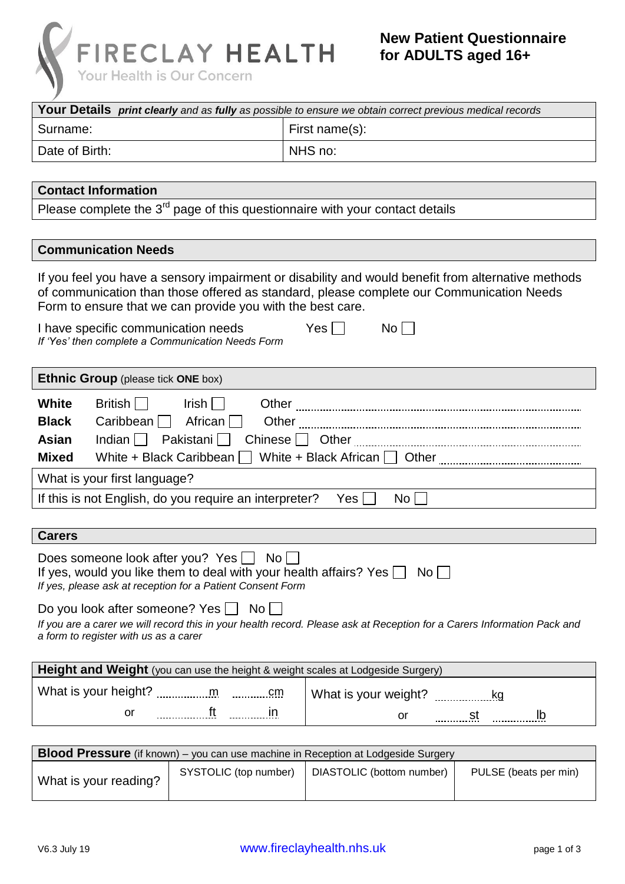# FIRECLAY HEALTH

Your Health is Our Concern

## New Patient Questionnaire for ADULTS aged 16+

| **Your Details** ***print clearly*** *and as* ***fully*** *as possible to ensure we obtain correct previous medical records* | |
|---|---|
| Surname: | First name(s): |
| Date of Birth: | NHS no: |

| **Contact Information** |
|---|
| Please complete the 3rd page of this questionnaire with your contact details |

### Communication Needs

If you feel you have a sensory impairment or disability and would benefit from alternative methods of communication than those offered as standard, please complete our Communication Needs Form to ensure that we can provide you with the best care.

I have specific communication needs Yes ☐ No ☐
*If 'Yes' then complete a Communication Needs Form*

### Ethnic Group (please tick **ONE** box)

| | | | | |
|---|---|---|---|---|
| **White** | British ☐ | Irish ☐ | Other ........ | |
| **Black** | Caribbean ☐ | African ☐ | Other ........ | |
| **Asian** | Indian ☐ | Pakistani ☐ | Chinese ☐ | Other ........ |
| **Mixed** | White + Black Caribbean ☐ | White + Black African ☐ | Other ........ | |

What is your first language?

If this is not English, do you require an interpreter? Yes ☐ No ☐

### Carers

Does someone look after you? Yes ☐ No ☐
If yes, would you like them to deal with your health affairs? Yes ☐ No ☐
*If yes, please ask at reception for a Patient Consent Form*

Do you look after someone? Yes ☐ No ☐
*If you are a carer we will record this in your health record. Please ask at Reception for a Carers Information Pack and a form to register with us as a carer*

| **Height and Weight** (you can use the height & weight scales at Lodgeside Surgery) | |
|---|---|
| What is your height? ........m ........cm<br>or ........ft ........in | What is your weight? ........kg<br>or ........st ........lb |

| **Blood Pressure** (if known) – you can use machine in Reception at Lodgeside Surgery | | | |
|---|---|---|---|
| What is your reading? | SYSTOLIC (top number) | DIASTOLIC (bottom number) | PULSE (beats per min) |

V6.3 July 19

www.fireclayhealth.nhs.uk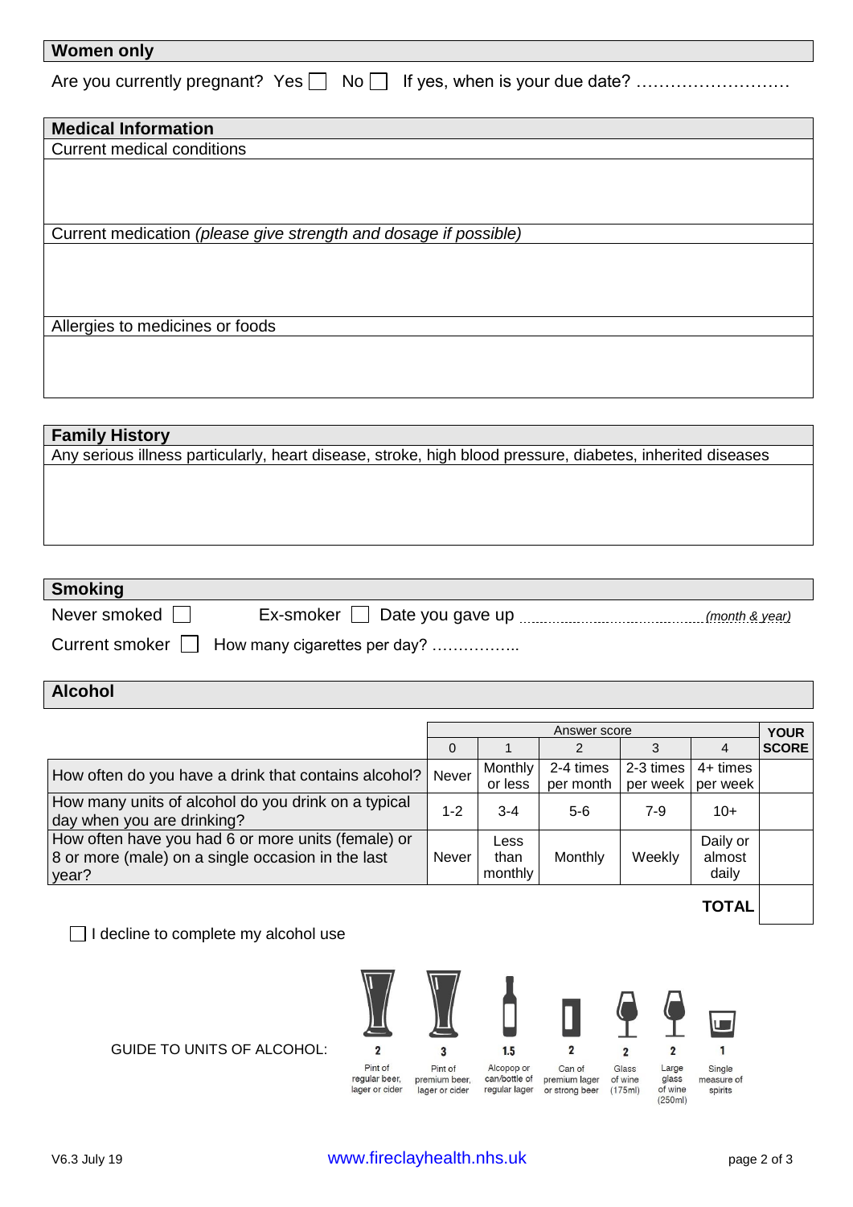## Women only

Are you currently pregnant? Yes ☐ No ☐ If yes, when is your due date? ……………………….

## Medical Information

Current medical conditions

Current medication *(please give strength and dosage if possible)*

Allergies to medicines or foods

## Family History

Any serious illness particularly, heart disease, stroke, high blood pressure, diabetes, inherited diseases

## Smoking

Never smoked ☐ Ex-smoker ☐ Date you gave up ………………………………… *(month & year)*

Current smoker ☐ How many cigarettes per day? ……………..

## Alcohol

| | Answer score | | | | | YOUR SCORE |
|---|---|---|---|---|---|---|
| | 0 | 1 | 2 | 3 | 4 | |
| How often do you have a drink that contains alcohol? | Never | Monthly or less | 2-4 times per month | 2-3 times per week | 4+ times per week | |
| How many units of alcohol do you drink on a typical day when you are drinking? | 1-2 | 3-4 | 5-6 | 7-9 | 10+ | |
| How often have you had 6 or more units (female) or 8 or more (male) on a single occasion in the last year? | Never | Less than monthly | Monthly | Weekly | Daily or almost daily | |
| | | | | | **TOTAL** | |

☐ I decline to complete my alcohol use

GUIDE TO UNITS OF ALCOHOL:

| 2 | 3 | 1.5 | 2 | 2 | 2 | 1 |
|---|---|---|---|---|---|---|
| Pint of regular beer, lager or cider | Pint of premium beer, lager or cider | Alcopop or can/bottle of regular lager | Can of premium lager or strong beer | Glass of wine (175ml) | Large glass of wine (250ml) | Single measure of spirits |

V6.3 July 19

www.fireclayhealth.nhs.uk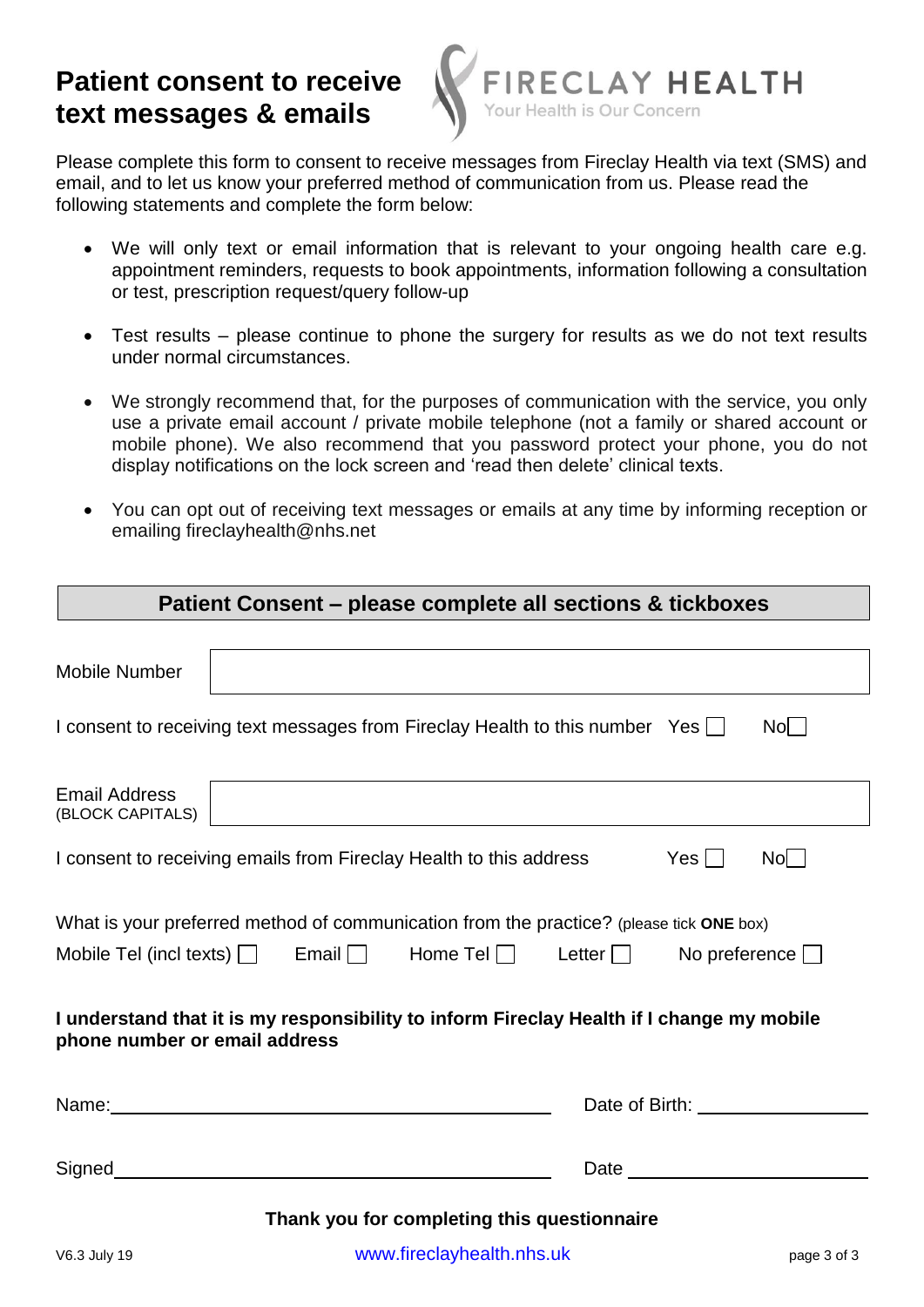# Patient consent to receive text messages & emails

FIRECLAY HEALTH
Your Health is Our Concern

Please complete this form to consent to receive messages from Fireclay Health via text (SMS) and email, and to let us know your preferred method of communication from us. Please read the following statements and complete the form below:

- We will only text or email information that is relevant to your ongoing health care e.g. appointment reminders, requests to book appointments, information following a consultation or test, prescription request/query follow-up
- Test results – please continue to phone the surgery for results as we do not text results under normal circumstances.
- We strongly recommend that, for the purposes of communication with the service, you only use a private email account / private mobile telephone (not a family or shared account or mobile phone). We also recommend that you password protect your phone, you do not display notifications on the lock screen and 'read then delete' clinical texts.
- You can opt out of receiving text messages or emails at any time by informing reception or emailing fireclayhealth@nhs.net

## Patient Consent – please complete all sections & tickboxes

Mobile Number ______________________

I consent to receiving text messages from Fireclay Health to this number Yes ☐ No ☐

Email Address (BLOCK CAPITALS) ______________________

I consent to receiving emails from Fireclay Health to this address Yes ☐ No ☐

What is your preferred method of communication from the practice? (please tick **ONE** box)

Mobile Tel (incl texts) ☐ Email ☐ Home Tel ☐ Letter ☐ No preference ☐

**I understand that it is my responsibility to inform Fireclay Health if I change my mobile phone number or email address**

Name: ______________________ Date of Birth: ______________________

Signed ______________________ Date ______________________

**Thank you for completing this questionnaire**

V6.3 July 19

www.fireclayhealth.nhs.uk